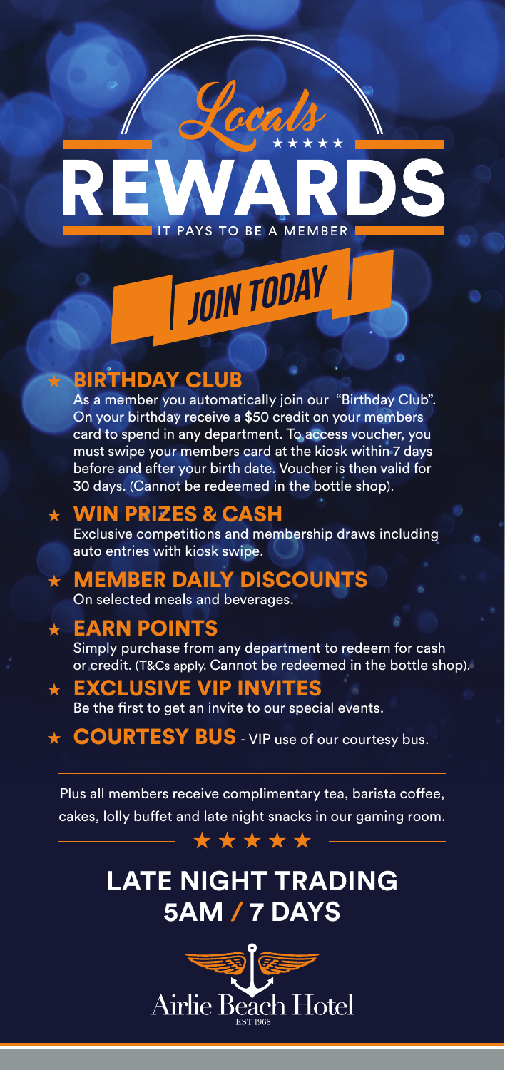# Locals ★★★★★ REWARDS

IT PAYS TO BE A MEMBER

JOIN TODAY

## ★ BIRTHDAY CLUB

As a member you automatically join our "Birthday Club". On your birthday receive a $50 credit on your members card to spend in any department. To access voucher, you must swipe your members card at the kiosk within 7 days before and after your birth date. Voucher is then valid for 30 days. (Cannot be redeemed in the bottle shop).

## ★ WIN PRIZES & CASH

Exclusive competitions and membership draws including auto entries with kiosk swipe.

## ★ MEMBER DAILY DISCOUNTS

On selected meals and beverages.

## ★ EARN POINTS

Simply purchase from any department to redeem for cash or credit. (T&Cs apply. Cannot be redeemed in the bottle shop).

## ★ EXCLUSIVE VIP INVITES

Be the first to get an invite to our special events.

## ★ COURTESY BUS - VIP use of our courtesy bus.

---

Plus all members receive complimentary tea, barista coffee, cakes, lolly buffet and late night snacks in our gaming room.

★★★★★

## LATE NIGHT TRADING
## 5AM / 7 DAYS

Airlie Beach Hotel

EST 1968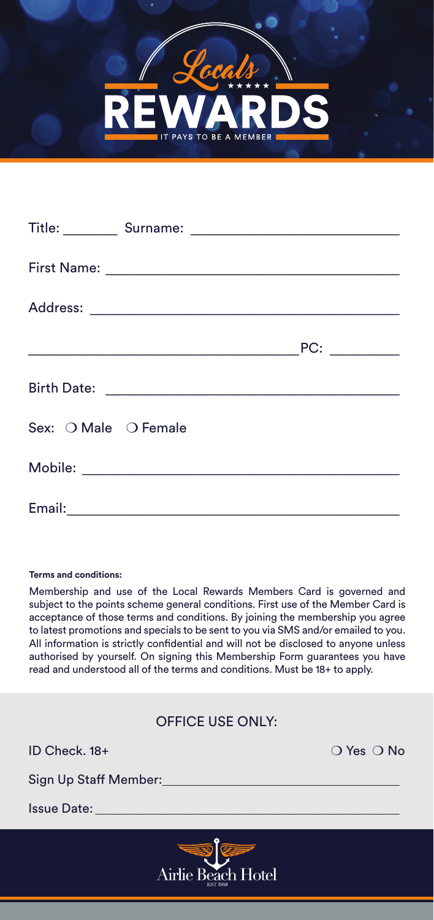# Locals ★★★★★ REWARDS

IT PAYS TO BE A MEMBER

Title: ________ Surname: ____________________________

First Name: ____________________________________

Address: ______________________________________

____________________________________ PC: __________

Birth Date: ____________________________________

Sex: ❍ Male ❍ Female

Mobile: ______________________________________

Email: _______________________________________

**Terms and conditions:**

Membership and use of the Local Rewards Members Card is governed and subject to the points scheme general conditions. First use of the Member Card is acceptance of those terms and conditions. By joining the membership you agree to latest promotions and specials to be sent to you via SMS and/or emailed to you. All information is strictly confidential and will not be disclosed to anyone unless authorised by yourself. On signing this Membership Form guarantees you have read and understood all of the terms and conditions. Must be 18+ to apply.

## OFFICE USE ONLY:

ID Check. 18+ ❍ Yes ❍ No

Sign Up Staff Member: ______________________________

Issue Date: ____________________________________

Airlie Beach Hotel

EST 1968